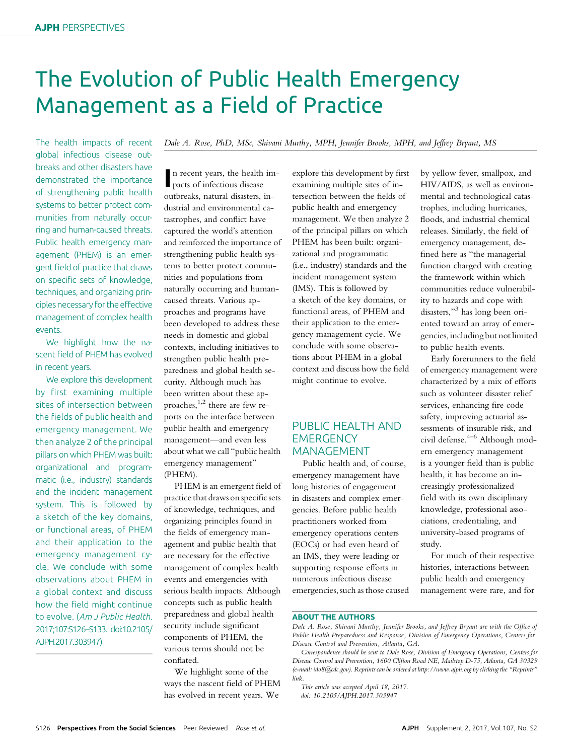# The Evolution of Public Health Emergency Management as a Field of Practice

*Dale A. Rose, PhD, MSc, Shivani Murthy, MPH, Jennifer Brooks, MPH, and Jeffrey Bryant, MS*

The health impacts of recent global infectious disease outbreaks and other disasters have demonstrated the importance of strengthening public health systems to better protect communities from naturally occurring and human-caused threats. Public health emergency management (PHEM) is an emergent field of practice that draws on specific sets of knowledge, techniques, and organizing principles necessary for the effective management of complex health events.

We highlight how the nascent field of PHEM has evolved in recent years.

We explore this development by first examining multiple sites of intersection between the fields of public health and emergency management. We then analyze 2 of the principal pillars on which PHEM was built: organizational and programmatic (i.e., industry) standards and the incident management system. This is followed by a sketch of the key domains, or functional areas, of PHEM and their application to the emergency management cycle. We conclude with some observations about PHEM in a global context and discuss how the field might continue to evolve. (*Am J Public Health.* 2017;107:S126–S133. doi:10.2105/AJPH.2017.303947)

In recent years, the health impacts of infectious disease outbreaks, natural disasters, industrial and environmental catastrophes, and conflict have captured the world's attention and reinforced the importance of strengthening public health systems to better protect communities and populations from naturally occurring and human-caused threats. Various approaches and programs have been developed to address these needs in domestic and global contexts, including initiatives to strengthen public health preparedness and global health security. Although much has been written about these approaches,[1,2] there are few reports on the interface between public health and emergency management—and even less about what we call "public health emergency management" (PHEM).

PHEM is an emergent field of practice that draws on specific sets of knowledge, techniques, and organizing principles found in the fields of emergency management and public health that are necessary for the effective management of complex health events and emergencies with serious health impacts. Although concepts such as public health preparedness and global health security include significant components of PHEM, the various terms should not be conflated.

We highlight some of the ways the nascent field of PHEM has evolved in recent years. We explore this development by first examining multiple sites of intersection between the fields of public health and emergency management. We then analyze 2 of the principal pillars on which PHEM has been built: organizational and programmatic (i.e., industry) standards and the incident management system (IMS). This is followed by a sketch of the key domains, or functional areas, of PHEM and their application to the emergency management cycle. We conclude with some observations about PHEM in a global context and discuss how the field might continue to evolve.

## PUBLIC HEALTH AND EMERGENCY MANAGEMENT

Public health and, of course, emergency management have long histories of engagement in disasters and complex emergencies. Before public health practitioners worked from emergency operations centers (EOCs) or had even heard of an IMS, they were leading or supporting response efforts in numerous infectious disease emergencies, such as those caused by yellow fever, smallpox, and HIV/AIDS, as well as environmental and technological catastrophes, including hurricanes, floods, and industrial chemical releases. Similarly, the field of emergency management, defined here as "the managerial function charged with creating the framework within which communities reduce vulnerability to hazards and cope with disasters,"[3] has long been oriented toward an array of emergencies, including but not limited to public health events.

Early forerunners to the field of emergency management were characterized by a mix of efforts such as volunteer disaster relief services, enhancing fire code safety, improving actuarial assessments of insurable risk, and civil defense.[4–6] Although modern emergency management is a younger field than is public health, it has become an increasingly professionalized field with its own disciplinary knowledge, professional associations, credentialing, and university-based programs of study.

For much of their respective histories, interactions between public health and emergency management were rare, and for

### ABOUT THE AUTHORS

*Dale A. Rose, Shivani Murthy, Jennifer Brooks, and Jeffrey Bryant are with the Office of Public Health Preparedness and Response, Division of Emergency Operations, Centers for Disease Control and Prevention, Atlanta, GA.*

*Correspondence should be sent to Dale Rose, Division of Emergency Operations, Centers for Disease Control and Prevention, 1600 Clifton Road NE, Mailstop D-75, Atlanta, GA 30329 (e-mail: ido8@cdc.gov). Reprints can be ordered at http://www.ajph.org by clicking the "Reprints" link.*

*This article was accepted April 18, 2017.*

*doi: 10.2105/AJPH.2017.303947*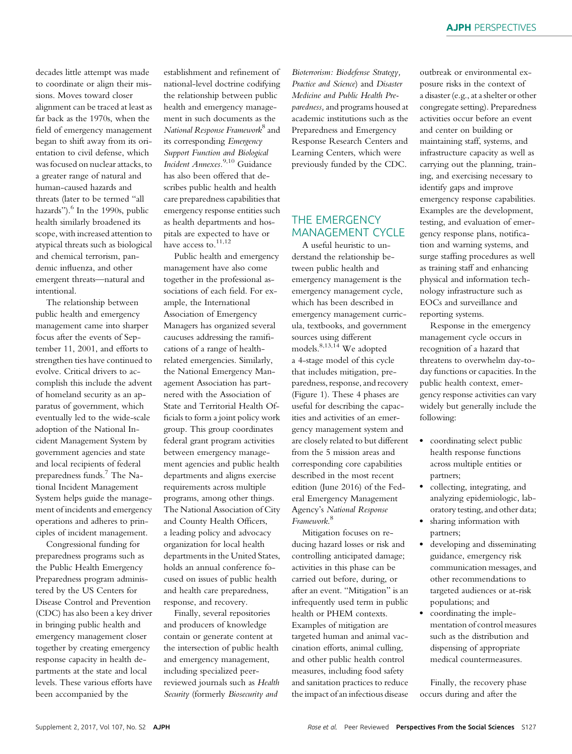decades little attempt was made to coordinate or align their missions. Moves toward closer alignment can be traced at least as far back as the 1970s, when the field of emergency management began to shift away from its orientation to civil defense, which was focused on nuclear attacks, to a greater range of natural and human-caused hazards and threats (later to be termed "all hazards").[6] In the 1990s, public health similarly broadened its scope, with increased attention to atypical threats such as biological and chemical terrorism, pandemic influenza, and other emergent threats—natural and intentional.

The relationship between public health and emergency management came into sharper focus after the events of September 11, 2001, and efforts to strengthen ties have continued to evolve. Critical drivers to accomplish this include the advent of homeland security as an apparatus of government, which eventually led to the wide-scale adoption of the National Incident Management System by government agencies and state and local recipients of federal preparedness funds.[7] The National Incident Management System helps guide the management of incidents and emergency operations and adheres to principles of incident management.

Congressional funding for preparedness programs such as the Public Health Emergency Preparedness program administered by the US Centers for Disease Control and Prevention (CDC) has also been a key driver in bringing public health and emergency management closer together by creating emergency response capacity in health departments at the state and local levels. These various efforts have been accompanied by the establishment and refinement of national-level doctrine codifying the relationship between public health and emergency management in such documents as the *National Response Framework*[8] and its corresponding *Emergency Support Function and Biological Incident Annexes*.[9,10] Guidance has also been offered that describes public health and health care preparedness capabilities that emergency response entities such as health departments and hospitals are expected to have or have access to.[11,12]

Public health and emergency management have also come together in the professional associations of each field. For example, the International Association of Emergency Managers has organized several caucuses addressing the ramifications of a range of health-related emergencies. Similarly, the National Emergency Management Association has partnered with the Association of State and Territorial Health Officials to form a joint policy work group. This group coordinates federal grant program activities between emergency management agencies and public health departments and aligns exercise requirements across multiple programs, among other things. The National Association of City and County Health Officers, a leading policy and advocacy organization for local health departments in the United States, holds an annual conference focused on issues of public health and health care preparedness, response, and recovery.

Finally, several repositories and producers of knowledge contain or generate content at the intersection of public health and emergency management, including specialized peer-reviewed journals such as *Health Security* (formerly *Biosecurity and Bioterrorism: Biodefense Strategy, Practice and Science*) and *Disaster Medicine and Public Health Preparedness*, and programs housed at academic institutions such as the Preparedness and Emergency Response Research Centers and Learning Centers, which were previously funded by the CDC.

## THE EMERGENCY MANAGEMENT CYCLE

A useful heuristic to understand the relationship between public health and emergency management is the emergency management cycle, which has been described in emergency management curricula, textbooks, and government sources using different models.[8,13,14] We adopted a 4-stage model of this cycle that includes mitigation, preparedness, response, and recovery (Figure 1). These 4 phases are useful for describing the capacities and activities of an emergency management system and are closely related to but different from the 5 mission areas and corresponding core capabilities described in the most recent edition (June 2016) of the Federal Emergency Management Agency's *National Response Framework*.[8]

Mitigation focuses on reducing hazard losses or risk and controlling anticipated damage; activities in this phase can be carried out before, during, or after an event. "Mitigation" is an infrequently used term in public health or PHEM contexts. Examples of mitigation are targeted human and animal vaccination efforts, animal culling, and other public health control measures, including food safety and sanitation practices to reduce the impact of an infectious disease outbreak or environmental exposure risks in the context of a disaster (e.g., at a shelter or other congregate setting). Preparedness activities occur before an event and center on building or maintaining staff, systems, and infrastructure capacity as well as carrying out the planning, training, and exercising necessary to identify gaps and improve emergency response capabilities. Examples are the development, testing, and evaluation of emergency response plans, notification and warning systems, and surge staffing procedures as well as training staff and enhancing physical and information technology infrastructure such as EOCs and surveillance and reporting systems.

Response in the emergency management cycle occurs in recognition of a hazard that threatens to overwhelm day-to-day functions or capacities. In the public health context, emergency response activities can vary widely but generally include the following:

- coordinating select public health response functions across multiple entities or partners;
- collecting, integrating, and analyzing epidemiologic, laboratory testing, and other data;
- sharing information with partners;
- developing and disseminating guidance, emergency risk communication messages, and other recommendations to targeted audiences or at-risk populations; and
- coordinating the implementation of control measures such as the distribution and dispensing of appropriate medical countermeasures.

Finally, the recovery phase occurs during and after the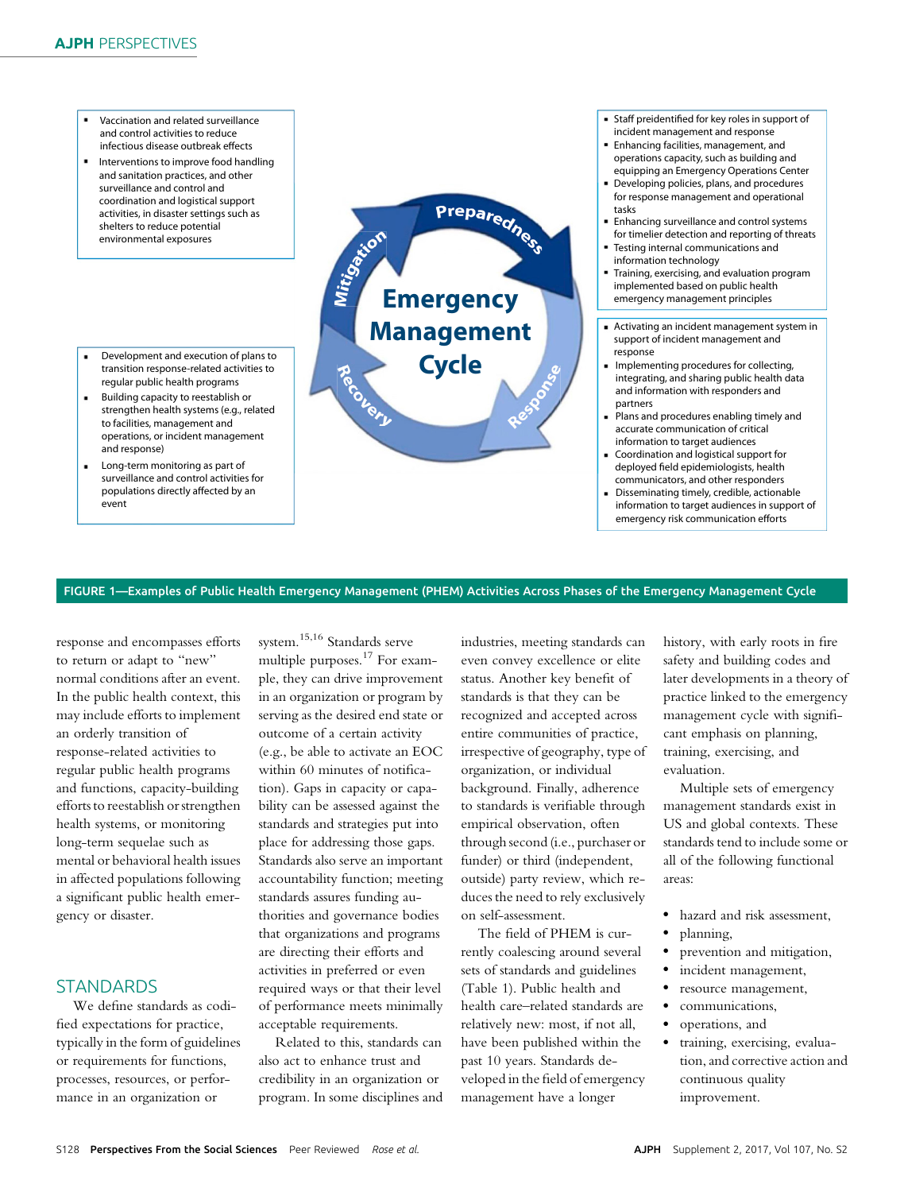- Vaccination and related surveillance and control activities to reduce infectious disease outbreak effects
- Interventions to improve food handling and sanitation practices, and other surveillance and control and coordination and logistical support activities, in disaster settings such as shelters to reduce potential environmental exposures

- Staff preidentified for key roles in support of incident management and response
- Enhancing facilities, management, and operations capacity, such as building and equipping an Emergency Operations Center
- Developing policies, plans, and procedures for response management and operational tasks
- Enhancing surveillance and control systems for timelier detection and reporting of threats
- Testing internal communications and information technology
- Training, exercising, and evaluation program implemented based on public health emergency management principles

Emergency Management Cycle: Mitigation, Preparedness, Response, Recovery

- Development and execution of plans to transition response-related activities to regular public health programs
- Building capacity to reestablish or strengthen health systems (e.g., related to facilities, management and operations, or incident management and response)
- Long-term monitoring as part of surveillance and control activities for populations directly affected by an event

- Activating an incident management system in support of incident management and response
- Implementing procedures for collecting, integrating, and sharing public health data and information with responders and partners
- Plans and procedures enabling timely and accurate communication of critical information to target audiences
- Coordination and logistical support for deployed field epidemiologists, health communicators, and other responders
- Disseminating timely, credible, actionable information to target audiences in support of emergency risk communication efforts

FIGURE 1—Examples of Public Health Emergency Management (PHEM) Activities Across Phases of the Emergency Management Cycle

response and encompasses efforts to return or adapt to "new" normal conditions after an event. In the public health context, this may include efforts to implement an orderly transition of response-related activities to regular public health programs and functions, capacity-building efforts to reestablish or strengthen health systems, or monitoring long-term sequelae such as mental or behavioral health issues in affected populations following a significant public health emergency or disaster.

## STANDARDS

We define standards as codified expectations for practice, typically in the form of guidelines or requirements for functions, processes, resources, or performance in an organization or system.[15,16] Standards serve multiple purposes.[17] For example, they can drive improvement in an organization or program by serving as the desired end state or outcome of a certain activity (e.g., be able to activate an EOC within 60 minutes of notification). Gaps in capacity or capability can be assessed against the standards and strategies put into place for addressing those gaps. Standards also serve an important accountability function; meeting standards assures funding authorities and governance bodies that organizations and programs are directing their efforts and activities in preferred or even required ways or that their level of performance meets minimally acceptable requirements.

Related to this, standards can also act to enhance trust and credibility in an organization or program. In some disciplines and industries, meeting standards can even convey excellence or elite status. Another key benefit of standards is that they can be recognized and accepted across entire communities of practice, irrespective of geography, type of organization, or individual background. Finally, adherence to standards is verifiable through empirical observation, often through second (i.e., purchaser or funder) or third (independent, outside) party review, which reduces the need to rely exclusively on self-assessment.

The field of PHEM is currently coalescing around several sets of standards and guidelines (Table 1). Public health and health care–related standards are relatively new: most, if not all, have been published within the past 10 years. Standards developed in the field of emergency management have a longer history, with early roots in fire safety and building codes and later developments in a theory of practice linked to the emergency management cycle with significant emphasis on planning, training, exercising, and evaluation.

Multiple sets of emergency management standards exist in US and global contexts. These standards tend to include some or all of the following functional areas:

- hazard and risk assessment,
- planning,
- prevention and mitigation,
- incident management,
- resource management,
- communications,
- operations, and
- training, exercising, evaluation, and corrective action and continuous quality improvement.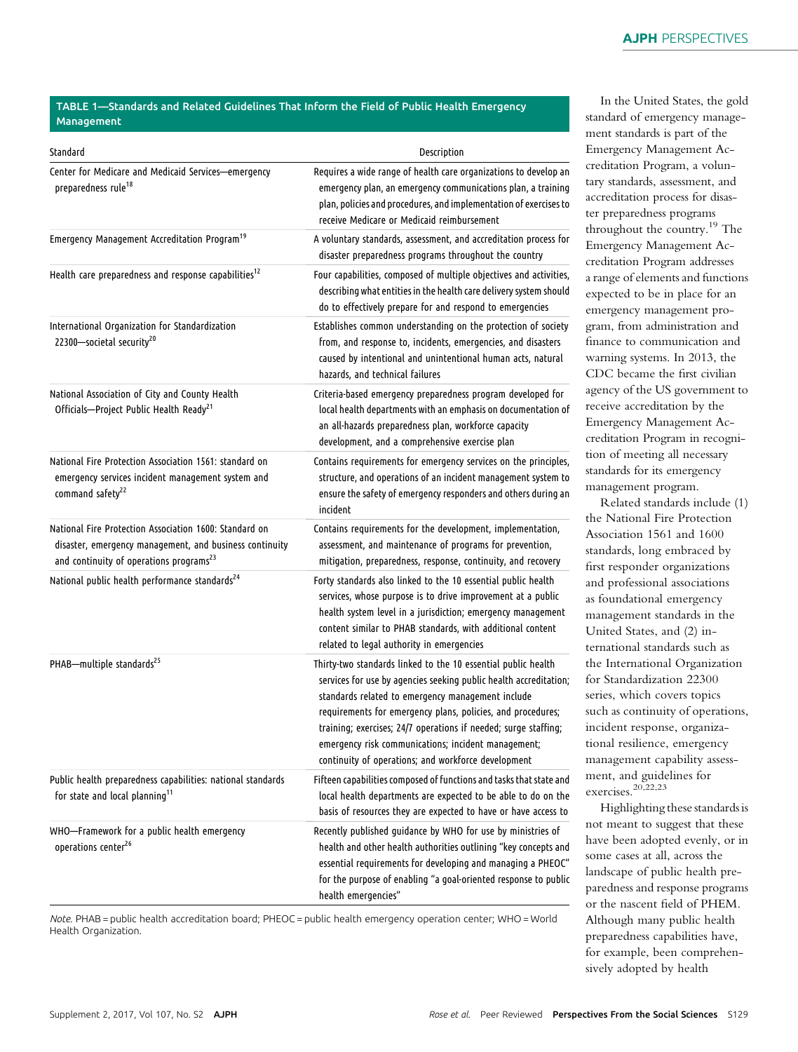**TABLE 1—Standards and Related Guidelines That Inform the Field of Public Health Emergency Management**

| Standard | Description |
|---|---|
| Center for Medicare and Medicaid Services—emergency preparedness rule[18] | Requires a wide range of health care organizations to develop an emergency plan, an emergency communications plan, a training plan, policies and procedures, and implementation of exercises to receive Medicare or Medicaid reimbursement |
| Emergency Management Accreditation Program[19] | A voluntary standards, assessment, and accreditation process for disaster preparedness programs throughout the country |
| Health care preparedness and response capabilities[12] | Four capabilities, composed of multiple objectives and activities, describing what entities in the health care delivery system should do to effectively prepare for and respond to emergencies |
| International Organization for Standardization 22300—societal security[20] | Establishes common understanding on the protection of society from, and response to, incidents, emergencies, and disasters caused by intentional and unintentional human acts, natural hazards, and technical failures |
| National Association of City and County Health Officials—Project Public Health Ready[21] | Criteria-based emergency preparedness program developed for local health departments with an emphasis on documentation of an all-hazards preparedness plan, workforce capacity development, and a comprehensive exercise plan |
| National Fire Protection Association 1561: standard on emergency services incident management system and command safety[22] | Contains requirements for emergency services on the principles, structure, and operations of an incident management system to ensure the safety of emergency responders and others during an incident |
| National Fire Protection Association 1600: Standard on disaster, emergency management, and business continuity and continuity of operations programs[23] | Contains requirements for the development, implementation, assessment, and maintenance of programs for prevention, mitigation, preparedness, response, continuity, and recovery |
| National public health performance standards[24] | Forty standards also linked to the 10 essential public health services, whose purpose is to drive improvement at a public health system level in a jurisdiction; emergency management content similar to PHAB standards, with additional content related to legal authority in emergencies |
| PHAB—multiple standards[25] | Thirty-two standards linked to the 10 essential public health services for use by agencies seeking public health accreditation; standards related to emergency management include requirements for emergency plans, policies, and procedures; training; exercises; 24/7 operations if needed; surge staffing; emergency risk communications; incident management; continuity of operations; and workforce development |
| Public health preparedness capabilities: national standards for state and local planning[11] | Fifteen capabilities composed of functions and tasks that state and local health departments are expected to be able to do on the basis of resources they are expected to have or have access to |
| WHO—Framework for a public health emergency operations center[26] | Recently published guidance by WHO for use by ministries of health and other health authorities outlining "key concepts and essential requirements for developing and managing a PHEOC" for the purpose of enabling "a goal-oriented response to public health emergencies" |

*Note.* PHAB = public health accreditation board; PHEOC = public health emergency operation center; WHO = World Health Organization.

In the United States, the gold standard of emergency management standards is part of the Emergency Management Accreditation Program, a voluntary standards, assessment, and accreditation process for disaster preparedness programs throughout the country.[19] The Emergency Management Accreditation Program addresses a range of elements and functions expected to be in place for an emergency management program, from administration and finance to communication and warning systems. In 2013, the CDC became the first civilian agency of the US government to receive accreditation by the Emergency Management Accreditation Program in recognition of meeting all necessary standards for its emergency management program.

Related standards include (1) the National Fire Protection Association 1561 and 1600 standards, long embraced by first responder organizations and professional associations as foundational emergency management standards in the United States, and (2) international standards such as the International Organization for Standardization 22300 series, which covers topics such as continuity of operations, incident response, organizational resilience, emergency management capability assessment, and guidelines for exercises.[20,22,23]

Highlighting these standards is not meant to suggest that these have been adopted evenly, or in some cases at all, across the landscape of public health preparedness and response programs or the nascent field of PHEM. Although many public health preparedness capabilities have, for example, been comprehensively adopted by health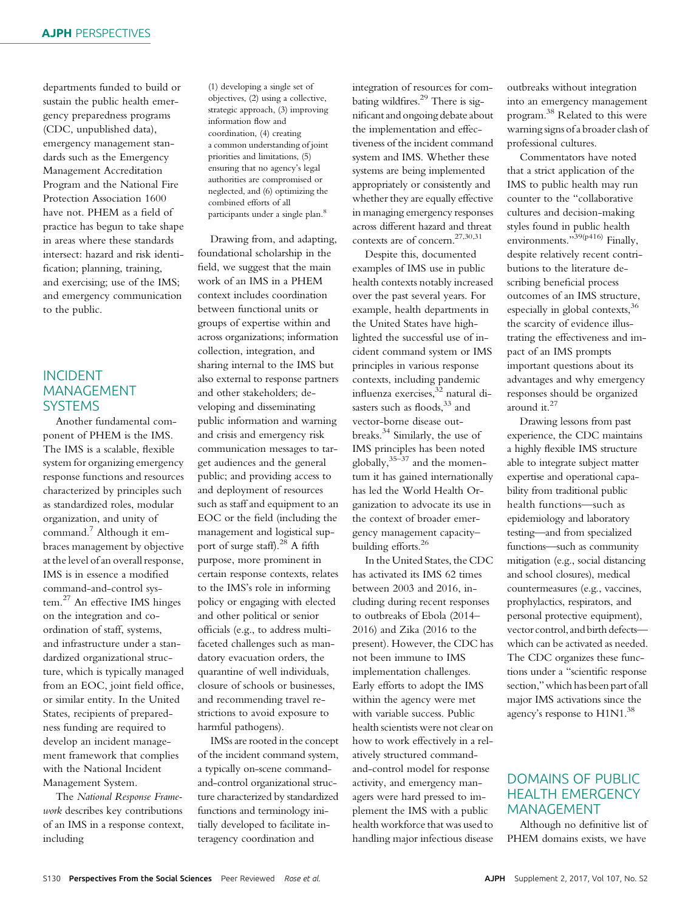departments funded to build or sustain the public health emergency preparedness programs (CDC, unpublished data), emergency management standards such as the Emergency Management Accreditation Program and the National Fire Protection Association 1600 have not. PHEM as a field of practice has begun to take shape in areas where these standards intersect: hazard and risk identification; planning, training, and exercising; use of the IMS; and emergency communication to the public.

## INCIDENT MANAGEMENT SYSTEMS

Another fundamental component of PHEM is the IMS. The IMS is a scalable, flexible system for organizing emergency response functions and resources characterized by principles such as standardized roles, modular organization, and unity of command.[7] Although it embraces management by objective at the level of an overall response, IMS is in essence a modified command-and-control system.[27] An effective IMS hinges on the integration and coordination of staff, systems, and infrastructure under a standardized organizational structure, which is typically managed from an EOC, joint field office, or similar entity. In the United States, recipients of preparedness funding are required to develop an incident management framework that complies with the National Incident Management System.

The *National Response Framework* describes key contributions of an IMS in a response context, including

> (1) developing a single set of objectives, (2) using a collective, strategic approach, (3) improving information flow and coordination, (4) creating a common understanding of joint priorities and limitations, (5) ensuring that no agency's legal authorities are compromised or neglected, and (6) optimizing the combined efforts of all participants under a single plan.[8]

Drawing from, and adapting, foundational scholarship in the field, we suggest that the main work of an IMS in a PHEM context includes coordination between functional units or groups of expertise within and across organizations; information collection, integration, and sharing internal to the IMS but also external to response partners and other stakeholders; developing and disseminating public information and warning and crisis and emergency risk communication messages to target audiences and the general public; and providing access to and deployment of resources such as staff and equipment to an EOC or the field (including the management and logistical support of surge staff).[28] A fifth purpose, more prominent in certain response contexts, relates to the IMS's role in informing policy or engaging with elected and other political or senior officials (e.g., to address multifaceted challenges such as mandatory evacuation orders, the quarantine of well individuals, closure of schools or businesses, and recommending travel restrictions to avoid exposure to harmful pathogens).

IMSs are rooted in the concept of the incident command system, a typically on-scene command-and-control organizational structure characterized by standardized functions and terminology initially developed to facilitate interagency coordination and integration of resources for combating wildfires.[29] There is significant and ongoing debate about the implementation and effectiveness of the incident command system and IMS. Whether these systems are being implemented appropriately or consistently and whether they are equally effective in managing emergency responses across different hazard and threat contexts are of concern.[27,30,31]

Despite this, documented examples of IMS use in public health contexts notably increased over the past several years. For example, health departments in the United States have highlighted the successful use of incident command system or IMS principles in various response contexts, including pandemic influenza exercises,[32] natural disasters such as floods,[33] and vector-borne disease outbreaks.[34] Similarly, the use of IMS principles has been noted globally,[35–37] and the momentum it has gained internationally has led the World Health Organization to advocate its use in the context of broader emergency management capacity–building efforts.[26]

In the United States, the CDC has activated its IMS 62 times between 2003 and 2016, including during recent responses to outbreaks of Ebola (2014–2016) and Zika (2016 to the present). However, the CDC has not been immune to IMS implementation challenges. Early efforts to adopt the IMS within the agency were met with variable success. Public health scientists were not clear on how to work effectively in a relatively structured command-and-control model for response activity, and emergency managers were hard pressed to implement the IMS with a public health workforce that was used to handling major infectious disease outbreaks without integration into an emergency management program.[38] Related to this were warning signs of a broader clash of professional cultures.

Commentators have noted that a strict application of the IMS to public health may run counter to the "collaborative cultures and decision-making styles found in public health environments."[39(p416)] Finally, despite relatively recent contributions to the literature describing beneficial process outcomes of an IMS structure, especially in global contexts,[36] the scarcity of evidence illustrating the effectiveness and impact of an IMS prompts important questions about its advantages and why emergency responses should be organized around it.[27]

Drawing lessons from past experience, the CDC maintains a highly flexible IMS structure able to integrate subject matter expertise and operational capability from traditional public health functions—such as epidemiology and laboratory testing—and from specialized functions—such as community mitigation (e.g., social distancing and school closures), medical countermeasures (e.g., vaccines, prophylactics, respirators, and personal protective equipment), vector control, and birth defects—which can be activated as needed. The CDC organizes these functions under a "scientific response section," which has been part of all major IMS activations since the agency's response to H1N1.[38]

## DOMAINS OF PUBLIC HEALTH EMERGENCY MANAGEMENT

Although no definitive list of PHEM domains exists, we have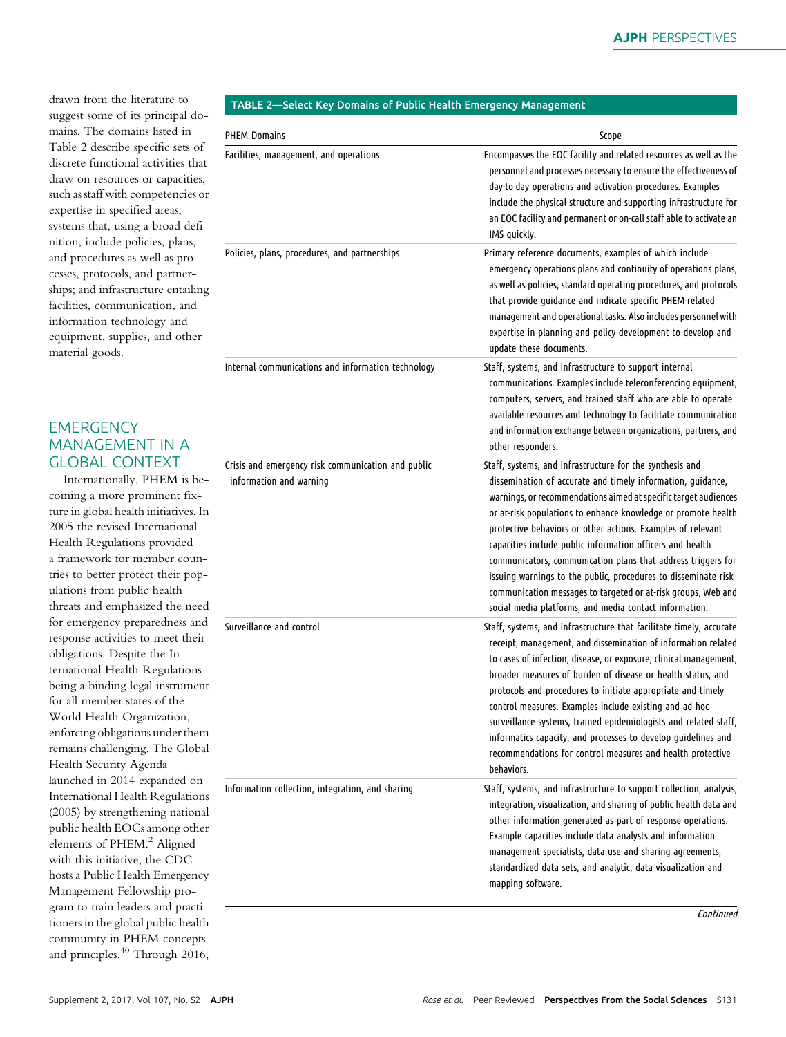drawn from the literature to suggest some of its principal domains. The domains listed in Table 2 describe specific sets of discrete functional activities that draw on resources or capacities, such as staff with competencies or expertise in specified areas; systems that, using a broad definition, include policies, plans, and procedures as well as processes, protocols, and partnerships; and infrastructure entailing facilities, communication, and information technology and equipment, supplies, and other material goods.

## EMERGENCY MANAGEMENT IN A GLOBAL CONTEXT

Internationally, PHEM is becoming a more prominent fixture in global health initiatives. In 2005 the revised International Health Regulations provided a framework for member countries to better protect their populations from public health threats and emphasized the need for emergency preparedness and response activities to meet their obligations. Despite the International Health Regulations being a binding legal instrument for all member states of the World Health Organization, enforcing obligations under them remains challenging. The Global Health Security Agenda launched in 2014 expanded on International Health Regulations (2005) by strengthening national public health EOCs among other elements of PHEM.[2] Aligned with this initiative, the CDC hosts a Public Health Emergency Management Fellowship program to train leaders and practitioners in the global public health community in PHEM concepts and principles.[40] Through 2016,

**TABLE 2—Select Key Domains of Public Health Emergency Management**

| PHEM Domains | Scope |
|---|---|
| Facilities, management, and operations | Encompasses the EOC facility and related resources as well as the personnel and processes necessary to ensure the effectiveness of day-to-day operations and activation procedures. Examples include the physical structure and supporting infrastructure for an EOC facility and permanent or on-call staff able to activate an IMS quickly. |
| Policies, plans, procedures, and partnerships | Primary reference documents, examples of which include emergency operations plans and continuity of operations plans, as well as policies, standard operating procedures, and protocols that provide guidance and indicate specific PHEM-related management and operational tasks. Also includes personnel with expertise in planning and policy development to develop and update these documents. |
| Internal communications and information technology | Staff, systems, and infrastructure to support internal communications. Examples include teleconferencing equipment, computers, servers, and trained staff who are able to operate available resources and technology to facilitate communication and information exchange between organizations, partners, and other responders. |
| Crisis and emergency risk communication and public information and warning | Staff, systems, and infrastructure for the synthesis and dissemination of accurate and timely information, guidance, warnings, or recommendations aimed at specific target audiences or at-risk populations to enhance knowledge or promote health protective behaviors or other actions. Examples of relevant capacities include public information officers and health communicators, communication plans that address triggers for issuing warnings to the public, procedures to disseminate risk communication messages to targeted or at-risk groups, Web and social media platforms, and media contact information. |
| Surveillance and control | Staff, systems, and infrastructure that facilitate timely, accurate receipt, management, and dissemination of information related to cases of infection, disease, or exposure, clinical management, broader measures of burden of disease or health status, and protocols and procedures to initiate appropriate and timely control measures. Examples include existing and ad hoc surveillance systems, trained epidemiologists and related staff, informatics capacity, and processes to develop guidelines and recommendations for control measures and health protective behaviors. |
| Information collection, integration, and sharing | Staff, systems, and infrastructure to support collection, analysis, integration, visualization, and sharing of public health data and other information generated as part of response operations. Example capacities include data analysts and information management specialists, data use and sharing agreements, standardized data sets, and analytic, data visualization and mapping software. |

*Continued*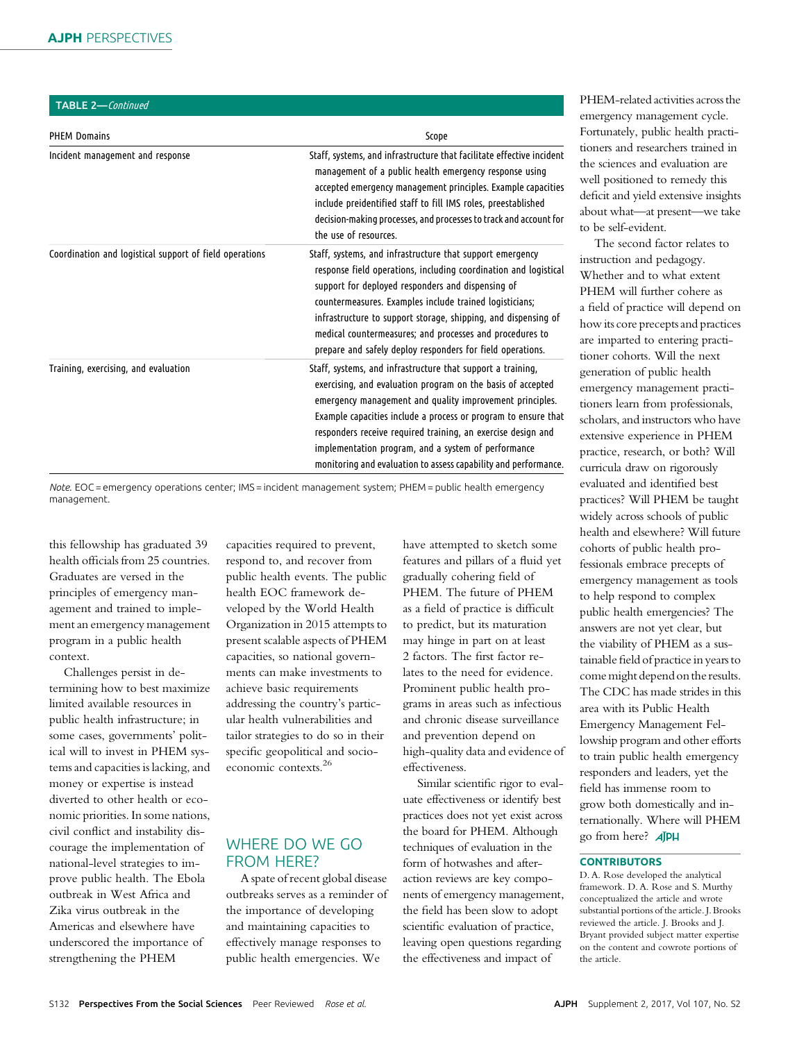**TABLE 2—** *Continued*

| PHEM Domains | Scope |
|---|---|
| Incident management and response | Staff, systems, and infrastructure that facilitate effective incident management of a public health emergency response using accepted emergency management principles. Example capacities include preidentified staff to fill IMS roles, preestablished decision-making processes, and processes to track and account for the use of resources. |
| Coordination and logistical support of field operations | Staff, systems, and infrastructure that support emergency response field operations, including coordination and logistical support for deployed responders and dispensing of countermeasures. Examples include trained logisticians; infrastructure to support storage, shipping, and dispensing of medical countermeasures; and processes and procedures to prepare and safely deploy responders for field operations. |
| Training, exercising, and evaluation | Staff, systems, and infrastructure that support a training, exercising, and evaluation program on the basis of accepted emergency management and quality improvement principles. Example capacities include a process or program to ensure that responders receive required training, an exercise design and implementation program, and a system of performance monitoring and evaluation to assess capability and performance. |

*Note.* EOC = emergency operations center; IMS = incident management system; PHEM = public health emergency management.

this fellowship has graduated 39 health officials from 25 countries. Graduates are versed in the principles of emergency management and trained to implement an emergency management program in a public health context.

Challenges persist in determining how to best maximize limited available resources in public health infrastructure; in some cases, governments' political will to invest in PHEM systems and capacities is lacking, and money or expertise is instead diverted to other health or economic priorities. In some nations, civil conflict and instability discourage the implementation of national-level strategies to improve public health. The Ebola outbreak in West Africa and Zika virus outbreak in the Americas and elsewhere have underscored the importance of strengthening the PHEM capacities required to prevent, respond to, and recover from public health events. The public health EOC framework developed by the World Health Organization in 2015 attempts to present scalable aspects of PHEM capacities, so national governments can make investments to achieve basic requirements addressing the country's particular health vulnerabilities and tailor strategies to do so in their specific geopolitical and socioeconomic contexts.[26]

## WHERE DO WE GO FROM HERE?

A spate of recent global disease outbreaks serves as a reminder of the importance of developing and maintaining capacities to effectively manage responses to public health emergencies. We have attempted to sketch some features and pillars of a fluid yet gradually cohering field of PHEM. The future of PHEM as a field of practice is difficult to predict, but its maturation may hinge in part on at least 2 factors. The first factor relates to the need for evidence. Prominent public health programs in areas such as infectious and chronic disease surveillance and prevention depend on high-quality data and evidence of effectiveness.

Similar scientific rigor to evaluate effectiveness or identify best practices does not yet exist across the board for PHEM. Although techniques of evaluation in the form of hotwashes and after-action reviews are key components of emergency management, the field has been slow to adopt scientific evaluation of practice, leaving open questions regarding the effectiveness and impact of PHEM-related activities across the emergency management cycle. Fortunately, public health practitioners and researchers trained in the sciences and evaluation are well positioned to remedy this deficit and yield extensive insights about what—at present—we take to be self-evident.

The second factor relates to instruction and pedagogy. Whether and to what extent PHEM will further cohere as a field of practice will depend on how its core precepts and practices are imparted to entering practitioner cohorts. Will the next generation of public health emergency management practitioners learn from professionals, scholars, and instructors who have extensive experience in PHEM practice, research, or both? Will curricula draw on rigorously evaluated and identified best practices? Will PHEM be taught widely across schools of public health and elsewhere? Will future cohorts of public health professionals embrace precepts of emergency management as tools to help respond to complex public health emergencies? The answers are not yet clear, but the viability of PHEM as a sustainable field of practice in years to come might depend on the results. The CDC has made strides in this area with its Public Health Emergency Management Fellowship program and other efforts to train public health emergency responders and leaders, yet the field has immense room to grow both domestically and internationally. Where will PHEM go from here?

### CONTRIBUTORS

D. A. Rose developed the analytical framework. D. A. Rose and S. Murthy conceptualized the article and wrote substantial portions of the article. J. Brooks reviewed the article. J. Brooks and J. Bryant provided subject matter expertise on the content and cowrote portions of the article.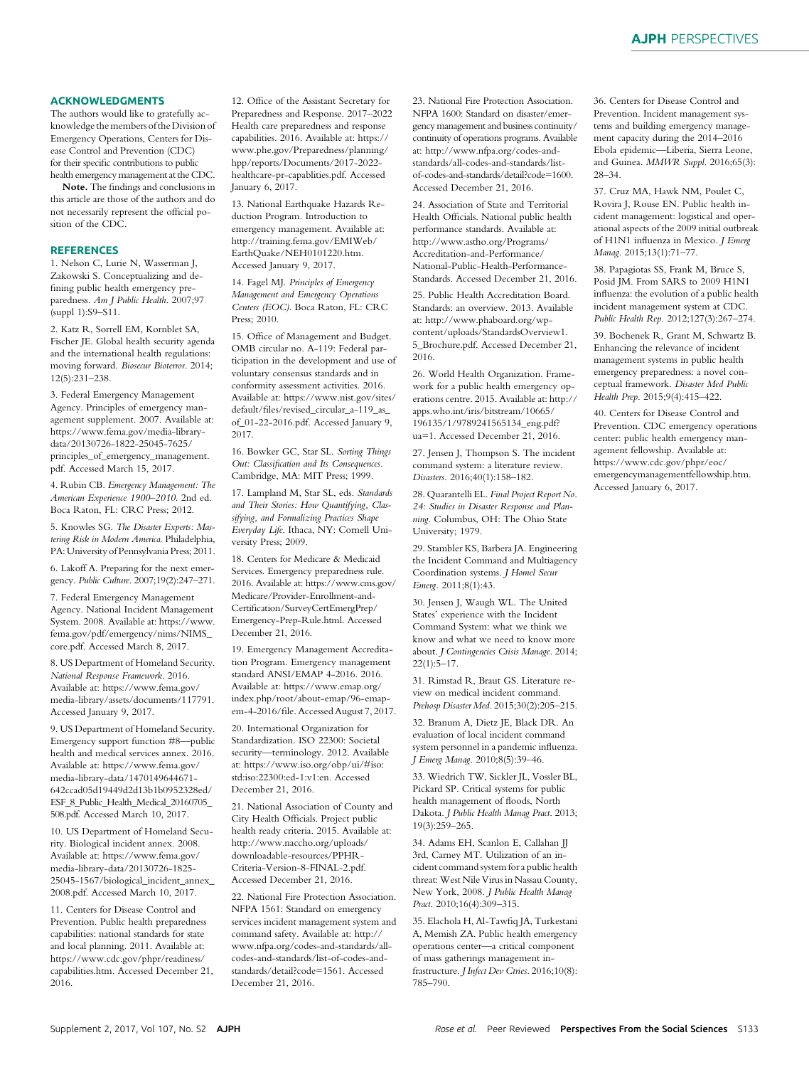## ACKNOWLEDGMENTS

The authors would like to gratefully acknowledge the members of the Division of Emergency Operations, Centers for Disease Control and Prevention (CDC) for their specific contributions to public health emergency management at the CDC.

**Note.** The findings and conclusions in this article are those of the authors and do not necessarily represent the official position of the CDC.

## REFERENCES

1. Nelson C, Lurie N, Wasserman J, Zakowski S. Conceptualizing and defining public health emergency preparedness. *Am J Public Health*. 2007;97 (suppl 1):S9–S11.

2. Katz R, Sorrell EM, Kornblet SA, Fischer JE. Global health security agenda and the international health regulations: moving forward. *Biosecur Bioterror*. 2014; 12(5):231–238.

3. Federal Emergency Management Agency. Principles of emergency management supplement. 2007. Available at: https://www.fema.gov/media-library-data/20130726-1822-25045-7625/principles_of_emergency_management.pdf. Accessed March 15, 2017.

4. Rubin CB. *Emergency Management: The American Experience 1900–2010*. 2nd ed. Boca Raton, FL: CRC Press; 2012.

5. Knowles SG. *The Disaster Experts: Mastering Risk in Modern America*. Philadelphia, PA: University of Pennsylvania Press; 2011.

6. Lakoff A. Preparing for the next emergency. *Public Culture*. 2007;19(2):247–271.

7. Federal Emergency Management Agency. National Incident Management System. 2008. Available at: https://www.fema.gov/pdf/emergency/nims/NIMS_core.pdf. Accessed March 8, 2017.

8. US Department of Homeland Security. *National Response Framework*. 2016. Available at: https://www.fema.gov/media-library/assets/documents/117791. Accessed January 9, 2017.

9. US Department of Homeland Security. Emergency support function #8—public health and medical services annex. 2016. Available at: https://www.fema.gov/media-library-data/1470149644671-642ccad05d19449d2d13b1b0952328ed/ESF_8_Public_Health_Medical_20160705_508.pdf. Accessed March 10, 2017.

10. US Department of Homeland Security. Biological incident annex. 2008. Available at: https://www.fema.gov/media-library-data/20130726-1825-25045-1567/biological_incident_annex_2008.pdf. Accessed March 10, 2017.

11. Centers for Disease Control and Prevention. Public health preparedness capabilities: national standards for state and local planning. 2011. Available at: https://www.cdc.gov/phpr/readiness/capabilities.htm. Accessed December 21, 2016.

12. Office of the Assistant Secretary for Preparedness and Response. 2017–2022 Health care preparedness and response capabilities. 2016. Available at: https://www.phe.gov/Preparedness/planning/hpp/reports/Documents/2017-2022-healthcare-pr-capablities.pdf. Accessed January 6, 2017.

13. National Earthquake Hazards Reduction Program. Introduction to emergency management. Available at: http://training.fema.gov/EMIWeb/EarthQuake/NEH0101220.htm. Accessed January 9, 2017.

14. Fagel MJ. *Principles of Emergency Management and Emergency Operations Centers (EOC)*. Boca Raton, FL: CRC Press; 2010.

15. Office of Management and Budget. OMB circular no. A-119: Federal participation in the development and use of voluntary consensus standards and in conformity assessment activities. 2016. Available at: https://www.nist.gov/sites/default/files/revised_circular_a-119_as_of_01-22-2016.pdf. Accessed January 9, 2017.

16. Bowker GC, Star SL. *Sorting Things Out: Classification and Its Consequences*. Cambridge, MA: MIT Press; 1999.

17. Lampland M, Star SL, eds. *Standards and Their Stories: How Quantifying, Classifying, and Formalizing Practices Shape Everyday Life*. Ithaca, NY: Cornell University Press; 2009.

18. Centers for Medicare & Medicaid Services. Emergency preparedness rule. 2016. Available at: https://www.cms.gov/Medicare/Provider-Enrollment-and-Certification/SurveyCertEmergPrep/Emergency-Prep-Rule.html. Accessed December 21, 2016.

19. Emergency Management Accreditation Program. Emergency management standard ANSI/EMAP 4-2016. 2016. Available at: https://www.emap.org/index.php/root/about-emap/96-emap-em-4-2016/file. Accessed August 7, 2017.

20. International Organization for Standardization. ISO 22300: Societal security—terminology. 2012. Available at: https://www.iso.org/obp/ui/#iso:std:iso:22300:ed-1:v1:en. Accessed December 21, 2016.

21. National Association of County and City Health Officials. Project public health ready criteria. 2015. Available at: http://www.naccho.org/uploads/downloadable-resources/PPHR-Criteria-Version-8-FINAL-2.pdf. Accessed December 21, 2016.

22. National Fire Protection Association. NFPA 1561: Standard on emergency services incident management system and command safety. Available at: http://www.nfpa.org/codes-and-standards/all-codes-and-standards/list-of-codes-and-standards/detail?code=1561. Accessed December 21, 2016.

23. National Fire Protection Association. NFPA 1600: Standard on disaster/emergency management and business continuity/continuity of operations programs. Available at: http://www.nfpa.org/codes-and-standards/all-codes-and-standards/list-of-codes-and-standards/detail?code=1600. Accessed December 21, 2016.

24. Association of State and Territorial Health Officials. National public health performance standards. Available at: http://www.astho.org/Programs/Accreditation-and-Performance/National-Public-Health-Performance-Standards. Accessed December 21, 2016.

25. Public Health Accreditation Board. Standards: an overview. 2013. Available at: http://www.phaboard.org/wp-content/uploads/StandardsOverview1.5_Brochure.pdf. Accessed December 21, 2016.

26. World Health Organization. Framework for a public health emergency operations centre. 2015. Available at: http://apps.who.int/iris/bitstream/10665/196135/1/9789241565134_eng.pdf?ua=1. Accessed December 21, 2016.

27. Jensen J, Thompson S. The incident command system: a literature review. *Disasters*. 2016;40(1):158–182.

28. Quarantelli EL. *Final Project Report No. 24: Studies in Disaster Response and Planning*. Columbus, OH: The Ohio State University; 1979.

29. Stambler KS, Barbera JA. Engineering the Incident Command and Multiagency Coordination systems. *J Homel Secur Emerg*. 2011;8(1):43.

30. Jensen J, Waugh WL. The United States' experience with the Incident Command System: what we think we know and what we need to know more about. *J Contingencies Crisis Manage*. 2014; 22(1):5–17.

31. Rimstad R, Braut GS. Literature review on medical incident command. *Prehosp Disaster Med*. 2015;30(2):205–215.

32. Branum A, Dietz JE, Black DR. An evaluation of local incident command system personnel in a pandemic influenza. *J Emerg Manag*. 2010;8(5):39–46.

33. Wiedrich TW, Sickler JL, Vossler BL, Pickard SP. Critical systems for public health management of floods, North Dakota. *J Public Health Manag Pract*. 2013; 19(3):259–265.

34. Adams EH, Scanlon E, Callahan JJ 3rd, Carney MT. Utilization of an incident command system for a public health threat: West Nile Virus in Nassau County, New York, 2008. *J Public Health Manag Pract*. 2010;16(4):309–315.

35. Elachola H, Al-Tawfiq JA, Turkestani A, Memish ZA. Public health emergency operations center—a critical component of mass gatherings management infrastructure. *J Infect Dev Ctries*. 2016;10(8): 785–790.

36. Centers for Disease Control and Prevention. Incident management systems and building emergency management capacity during the 2014–2016 Ebola epidemic—Liberia, Sierra Leone, and Guinea. *MMWR Suppl*. 2016;65(3): 28–34.

37. Cruz MA, Hawk NM, Poulet C, Rovira J, Rouse EN. Public health incident management: logistical and operational aspects of the 2009 initial outbreak of H1N1 influenza in Mexico. *J Emerg Manag*. 2015;13(1):71–77.

38. Papagiotas SS, Frank M, Bruce S, Posid JM. From SARS to 2009 H1N1 influenza: the evolution of a public health incident management system at CDC. *Public Health Rep*. 2012;127(3):267–274.

39. Bochenek R, Grant M, Schwartz B. Enhancing the relevance of incident management systems in public health emergency preparedness: a novel conceptual framework. *Disaster Med Public Health Prep*. 2015;9(4):415–422.

40. Centers for Disease Control and Prevention. CDC emergency operations center: public health emergency management fellowship. Available at: https://www.cdc.gov/phpr/eoc/emergencymanagementfellowship.htm. Accessed January 6, 2017.